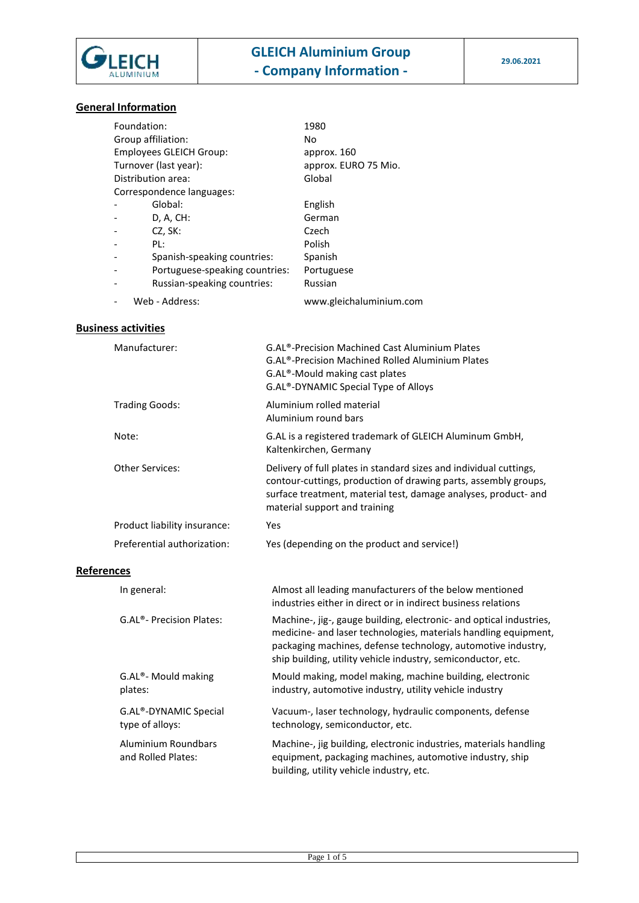| GLEICH ALUMINIUM | GLEICH Aluminium Group<br>- Company Information - | 29.06.2021 |
|---|---|---|

## General Information

| | |
|---|---|
| Foundation: | 1980 |
| Group affiliation: | No |
| Employees GLEICH Group: | approx. 160 |
| Turnover (last year): | approx. EURO 75 Mio. |
| Distribution area: | Global |
| Correspondence languages: | |
| - Global: | English |
| - D, A, CH: | German |
| - CZ, SK: | Czech |
| - PL: | Polish |
| - Spanish-speaking countries: | Spanish |
| - Portuguese-speaking countries: | Portuguese |
| - Russian-speaking countries: | Russian |
| - Web - Address: | www.gleichaluminium.com |

## Business activities

| | |
|---|---|
| Manufacturer: | G.AL®-Precision Machined Cast Aluminium Plates<br>G.AL®-Precision Machined Rolled Aluminium Plates<br>G.AL®-Mould making cast plates<br>G.AL®-DYNAMIC Special Type of Alloys |
| Trading Goods: | Aluminium rolled material<br>Aluminium round bars |
| Note: | G.AL is a registered trademark of GLEICH Aluminum GmbH, Kaltenkirchen, Germany |
| Other Services: | Delivery of full plates in standard sizes and individual cuttings, contour-cuttings, production of drawing parts, assembly groups, surface treatment, material test, damage analyses, product- and material support and training |
| Product liability insurance: | Yes |
| Preferential authorization: | Yes (depending on the product and service!) |

## References

| | |
|---|---|
| In general: | Almost all leading manufacturers of the below mentioned industries either in direct or in indirect business relations |
| G.AL®- Precision Plates: | Machine-, jig-, gauge building, electronic- and optical industries, medicine- and laser technologies, materials handling equipment, packaging machines, defense technology, automotive industry, ship building, utility vehicle industry, semiconductor, etc. |
| G.AL®- Mould making plates: | Mould making, model making, machine building, electronic industry, automotive industry, utility vehicle industry |
| G.AL®-DYNAMIC Special type of alloys: | Vacuum-, laser technology, hydraulic components, defense technology, semiconductor, etc. |
| Aluminium Roundbars and Rolled Plates: | Machine-, jig building, electronic industries, materials handling equipment, packaging machines, automotive industry, ship building, utility vehicle industry, etc. |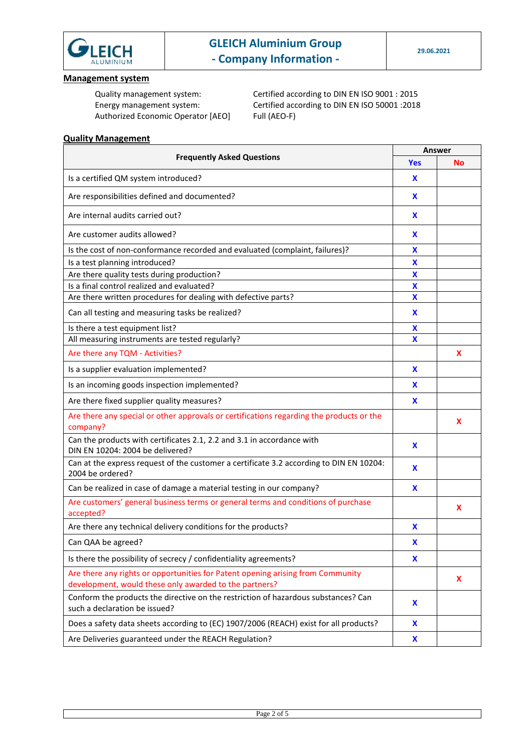## Management system

| | |
|---|---|
| Quality management system: | Certified according to DIN EN ISO 9001 : 2015 |
| Energy management system: | Certified according to DIN EN ISO 50001 :2018 |
| Authorized Economic Operator [AEO] | Full (AEO-F) |

## Quality Management

| Frequently Asked Questions | Answer | |
|---|---|---|
| | Yes | No |
| Is a certified QM system introduced? | X | |
| Are responsibilities defined and documented? | X | |
| Are internal audits carried out? | X | |
| Are customer audits allowed? | X | |
| Is the cost of non-conformance recorded and evaluated (complaint, failures)? | X | |
| Is a test planning introduced? | X | |
| Are there quality tests during production? | X | |
| Is a final control realized and evaluated? | X | |
| Are there written procedures for dealing with defective parts? | X | |
| Can all testing and measuring tasks be realized? | X | |
| Is there a test equipment list? | X | |
| All measuring instruments are tested regularly? | X | |
| Are there any TQM - Activities? | | X |
| Is a supplier evaluation implemented? | X | |
| Is an incoming goods inspection implemented? | X | |
| Are there fixed supplier quality measures? | X | |
| Are there any special or other approvals or certifications regarding the products or the company? | | X |
| Can the products with certificates 2.1, 2.2 and 3.1 in accordance with DIN EN 10204: 2004 be delivered? | X | |
| Can at the express request of the customer a certificate 3.2 according to DIN EN 10204: 2004 be ordered? | X | |
| Can be realized in case of damage a material testing in our company? | X | |
| Are customers' general business terms or general terms and conditions of purchase accepted? | | X |
| Are there any technical delivery conditions for the products? | X | |
| Can QAA be agreed? | X | |
| Is there the possibility of secrecy / confidentiality agreements? | X | |
| Are there any rights or opportunities for Patent opening arising from Community development, would these only awarded to the partners? | | X |
| Conform the products the directive on the restriction of hazardous substances? Can such a declaration be issued? | X | |
| Does a safety data sheets according to (EC) 1907/2006 (REACH) exist for all products? | X | |
| Are Deliveries guaranteed under the REACH Regulation? | X | |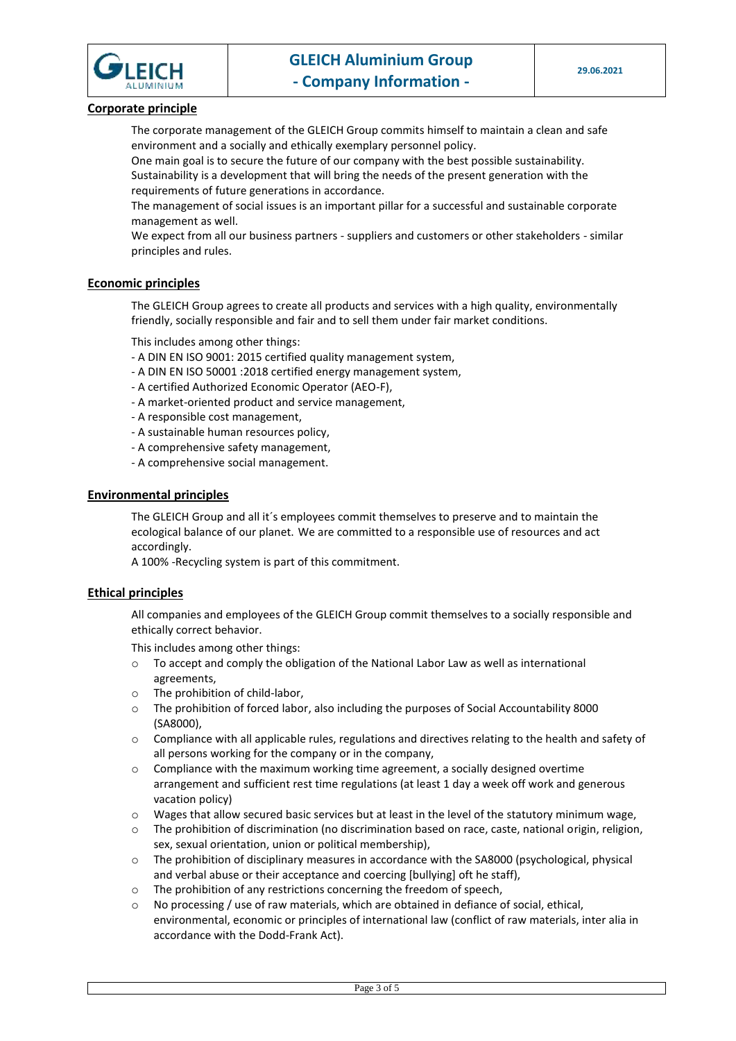## Corporate principle

The corporate management of the GLEICH Group commits himself to maintain a clean and safe environment and a socially and ethically exemplary personnel policy.
One main goal is to secure the future of our company with the best possible sustainability.
Sustainability is a development that will bring the needs of the present generation with the requirements of future generations in accordance.
The management of social issues is an important pillar for a successful and sustainable corporate management as well.
We expect from all our business partners - suppliers and customers or other stakeholders - similar principles and rules.

## Economic principles

The GLEICH Group agrees to create all products and services with a high quality, environmentally friendly, socially responsible and fair and to sell them under fair market conditions.

This includes among other things:

- A DIN EN ISO 9001: 2015 certified quality management system,
- A DIN EN ISO 50001 :2018 certified energy management system,
- A certified Authorized Economic Operator (AEO-F),
- A market-oriented product and service management,
- A responsible cost management,
- A sustainable human resources policy,
- A comprehensive safety management,
- A comprehensive social management.

## Environmental principles

The GLEICH Group and all it´s employees commit themselves to preserve and to maintain the ecological balance of our planet. We are committed to a responsible use of resources and act accordingly.
A 100% -Recycling system is part of this commitment.

## Ethical principles

All companies and employees of the GLEICH Group commit themselves to a socially responsible and ethically correct behavior.

This includes among other things:

- To accept and comply the obligation of the National Labor Law as well as international agreements,
- The prohibition of child-labor,
- The prohibition of forced labor, also including the purposes of Social Accountability 8000 (SA8000),
- Compliance with all applicable rules, regulations and directives relating to the health and safety of all persons working for the company or in the company,
- Compliance with the maximum working time agreement, a socially designed overtime arrangement and sufficient rest time regulations (at least 1 day a week off work and generous vacation policy)
- Wages that allow secured basic services but at least in the level of the statutory minimum wage,
- The prohibition of discrimination (no discrimination based on race, caste, national origin, religion, sex, sexual orientation, union or political membership),
- The prohibition of disciplinary measures in accordance with the SA8000 (psychological, physical and verbal abuse or their acceptance and coercing [bullying] oft he staff),
- The prohibition of any restrictions concerning the freedom of speech,
- No processing / use of raw materials, which are obtained in defiance of social, ethical, environmental, economic or principles of international law (conflict of raw materials, inter alia in accordance with the Dodd-Frank Act).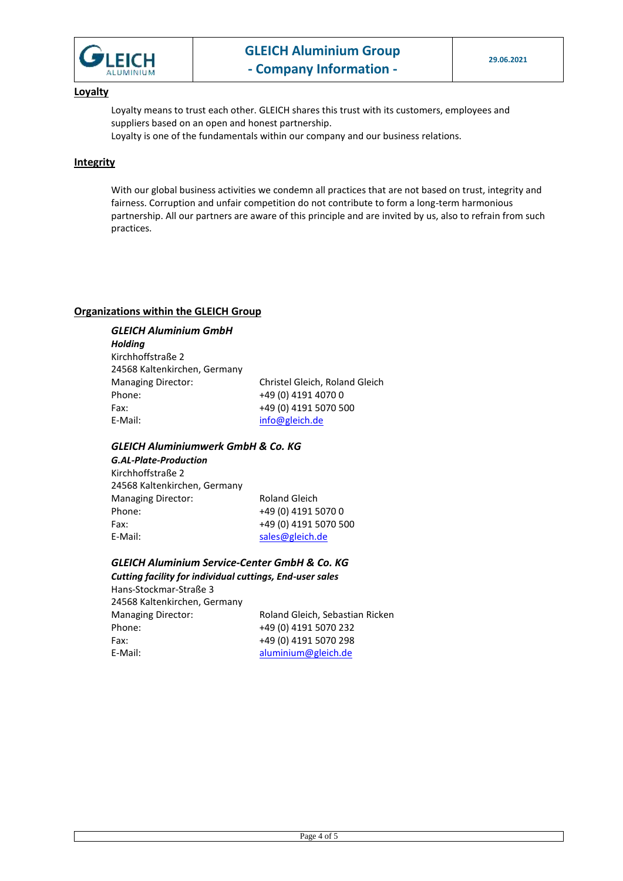## Loyalty

Loyalty means to trust each other. GLEICH shares this trust with its customers, employees and suppliers based on an open and honest partnership.
Loyalty is one of the fundamentals within our company and our business relations.

## Integrity

With our global business activities we condemn all practices that are not based on trust, integrity and fairness. Corruption and unfair competition do not contribute to form a long-term harmonious partnership. All our partners are aware of this principle and are invited by us, also to refrain from such practices.

## Organizations within the GLEICH Group

### *GLEICH Aluminium GmbH*

***Holding***

Kirchhoffstraße 2
24568 Kaltenkirchen, Germany

| | |
|---|---|
| Managing Director: | Christel Gleich, Roland Gleich |
| Phone: | +49 (0) 4191 4070 0 |
| Fax: | +49 (0) 4191 5070 500 |
| E-Mail: | info@gleich.de |

### *GLEICH Aluminiumwerk GmbH & Co. KG*

***G.AL-Plate-Production***

Kirchhoffstraße 2
24568 Kaltenkirchen, Germany

| | |
|---|---|
| Managing Director: | Roland Gleich |
| Phone: | +49 (0) 4191 5070 0 |
| Fax: | +49 (0) 4191 5070 500 |
| E-Mail: | sales@gleich.de |

### *GLEICH Aluminium Service-Center GmbH & Co. KG*

***Cutting facility for individual cuttings, End-user sales***

Hans-Stockmar-Straße 3
24568 Kaltenkirchen, Germany

| | |
|---|---|
| Managing Director: | Roland Gleich, Sebastian Ricken |
| Phone: | +49 (0) 4191 5070 232 |
| Fax: | +49 (0) 4191 5070 298 |
| E-Mail: | aluminium@gleich.de |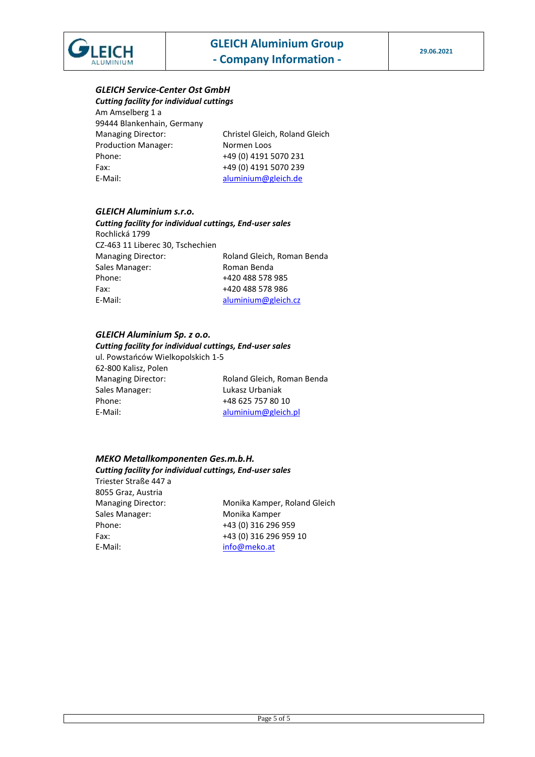### *GLEICH Service-Center Ost GmbH*

***Cutting facility for individual cuttings***

Am Amselberg 1 a
99444 Blankenhain, Germany

| | |
|---|---|
| Managing Director: | Christel Gleich, Roland Gleich |
| Production Manager: | Normen Loos |
| Phone: | +49 (0) 4191 5070 231 |
| Fax: | +49 (0) 4191 5070 239 |
| E-Mail: | aluminium@gleich.de |

### *GLEICH Aluminium s.r.o.*

***Cutting facility for individual cuttings, End-user sales***

Rochlická 1799
CZ-463 11 Liberec 30, Tschechien

| | |
|---|---|
| Managing Director: | Roland Gleich, Roman Benda |
| Sales Manager: | Roman Benda |
| Phone: | +420 488 578 985 |
| Fax: | +420 488 578 986 |
| E-Mail: | aluminium@gleich.cz |

### *GLEICH Aluminium Sp. z o.o.*

***Cutting facility for individual cuttings, End-user sales***

ul. Powstańców Wielkopolskich 1-5
62-800 Kalisz, Polen

| | |
|---|---|
| Managing Director: | Roland Gleich, Roman Benda |
| Sales Manager: | Lukasz Urbaniak |
| Phone: | +48 625 757 80 10 |
| E-Mail: | aluminium@gleich.pl |

### *MEKO Metallkomponenten Ges.m.b.H.*

***Cutting facility for individual cuttings, End-user sales***

Triester Straße 447 a
8055 Graz, Austria

| | |
|---|---|
| Managing Director: | Monika Kamper, Roland Gleich |
| Sales Manager: | Monika Kamper |
| Phone: | +43 (0) 316 296 959 |
| Fax: | +43 (0) 316 296 959 10 |
| E-Mail: | info@meko.at |